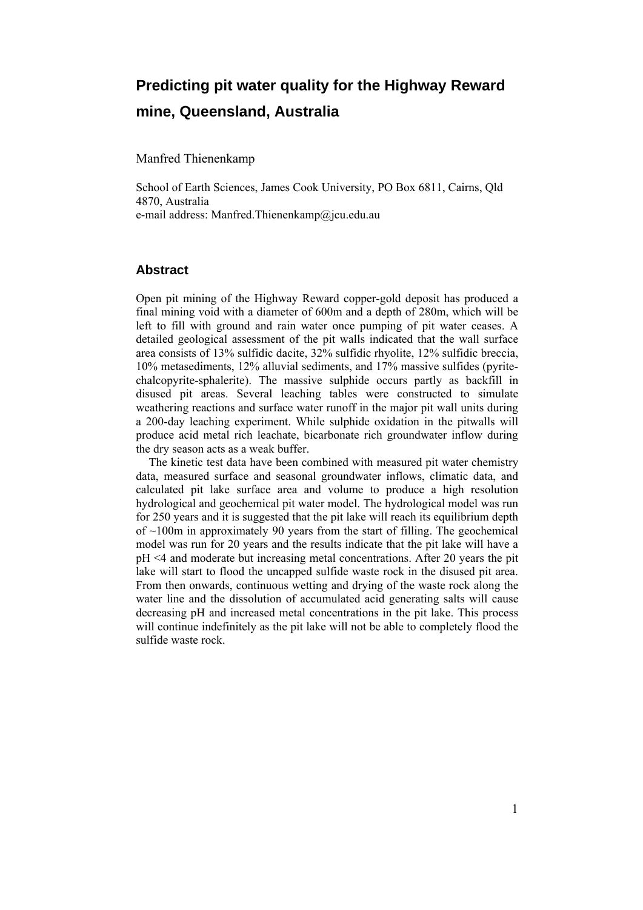# Predicting pit water quality for the Highway Reward mine, Queensland, Australia

Manfred Thienenkamp

School of Earth Sciences, James Cook University, PO Box 6811, Cairns, Qld 4870, Australia
e-mail address: Manfred.Thienenkamp@jcu.edu.au

## Abstract

Open pit mining of the Highway Reward copper-gold deposit has produced a final mining void with a diameter of 600m and a depth of 280m, which will be left to fill with ground and rain water once pumping of pit water ceases. A detailed geological assessment of the pit walls indicated that the wall surface area consists of 13% sulfidic dacite, 32% sulfidic rhyolite, 12% sulfidic breccia, 10% metasediments, 12% alluvial sediments, and 17% massive sulfides (pyrite-chalcopyrite-sphalerite). The massive sulphide occurs partly as backfill in disused pit areas. Several leaching tables were constructed to simulate weathering reactions and surface water runoff in the major pit wall units during a 200-day leaching experiment. While sulphide oxidation in the pitwalls will produce acid metal rich leachate, bicarbonate rich groundwater inflow during the dry season acts as a weak buffer.

The kinetic test data have been combined with measured pit water chemistry data, measured surface and seasonal groundwater inflows, climatic data, and calculated pit lake surface area and volume to produce a high resolution hydrological and geochemical pit water model. The hydrological model was run for 250 years and it is suggested that the pit lake will reach its equilibrium depth of ~100m in approximately 90 years from the start of filling. The geochemical model was run for 20 years and the results indicate that the pit lake will have a pH <4 and moderate but increasing metal concentrations. After 20 years the pit lake will start to flood the uncapped sulfide waste rock in the disused pit area. From then onwards, continuous wetting and drying of the waste rock along the water line and the dissolution of accumulated acid generating salts will cause decreasing pH and increased metal concentrations in the pit lake. This process will continue indefinitely as the pit lake will not be able to completely flood the sulfide waste rock.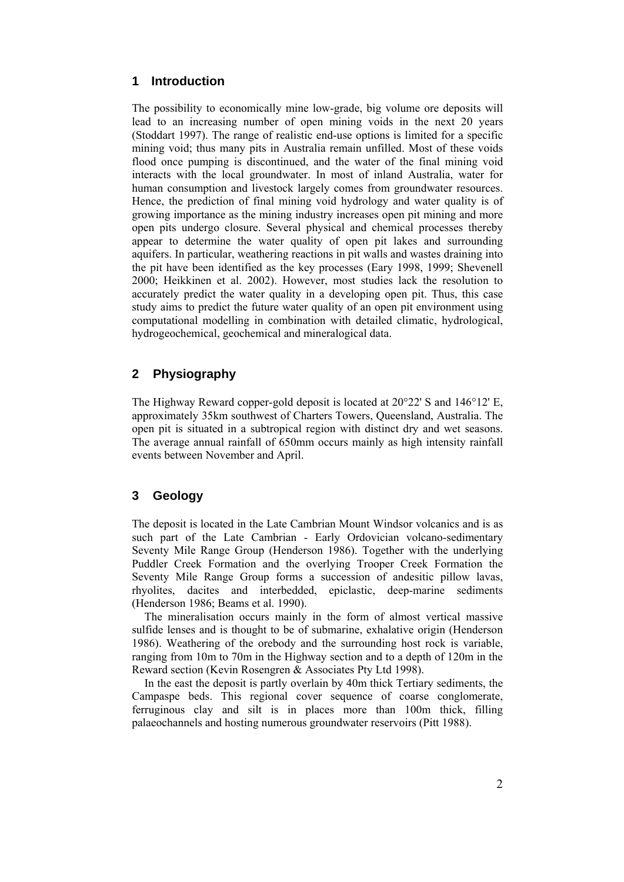## 1 Introduction

The possibility to economically mine low-grade, big volume ore deposits will lead to an increasing number of open mining voids in the next 20 years (Stoddart 1997). The range of realistic end-use options is limited for a specific mining void; thus many pits in Australia remain unfilled. Most of these voids flood once pumping is discontinued, and the water of the final mining void interacts with the local groundwater. In most of inland Australia, water for human consumption and livestock largely comes from groundwater resources. Hence, the prediction of final mining void hydrology and water quality is of growing importance as the mining industry increases open pit mining and more open pits undergo closure. Several physical and chemical processes thereby appear to determine the water quality of open pit lakes and surrounding aquifers. In particular, weathering reactions in pit walls and wastes draining into the pit have been identified as the key processes (Eary 1998, 1999; Shevenell 2000; Heikkinen et al. 2002). However, most studies lack the resolution to accurately predict the water quality in a developing open pit. Thus, this case study aims to predict the future water quality of an open pit environment using computational modelling in combination with detailed climatic, hydrological, hydrogeochemical, geochemical and mineralogical data.

## 2 Physiography

The Highway Reward copper-gold deposit is located at 20°22' S and 146°12' E, approximately 35km southwest of Charters Towers, Queensland, Australia. The open pit is situated in a subtropical region with distinct dry and wet seasons. The average annual rainfall of 650mm occurs mainly as high intensity rainfall events between November and April.

## 3 Geology

The deposit is located in the Late Cambrian Mount Windsor volcanics and is as such part of the Late Cambrian - Early Ordovician volcano-sedimentary Seventy Mile Range Group (Henderson 1986). Together with the underlying Puddler Creek Formation and the overlying Trooper Creek Formation the Seventy Mile Range Group forms a succession of andesitic pillow lavas, rhyolites, dacites and interbedded, epiclastic, deep-marine sediments (Henderson 1986; Beams et al. 1990).

The mineralisation occurs mainly in the form of almost vertical massive sulfide lenses and is thought to be of submarine, exhalative origin (Henderson 1986). Weathering of the orebody and the surrounding host rock is variable, ranging from 10m to 70m in the Highway section and to a depth of 120m in the Reward section (Kevin Rosengren & Associates Pty Ltd 1998).

In the east the deposit is partly overlain by 40m thick Tertiary sediments, the Campaspe beds. This regional cover sequence of coarse conglomerate, ferruginous clay and silt is in places more than 100m thick, filling palaeochannels and hosting numerous groundwater reservoirs (Pitt 1988).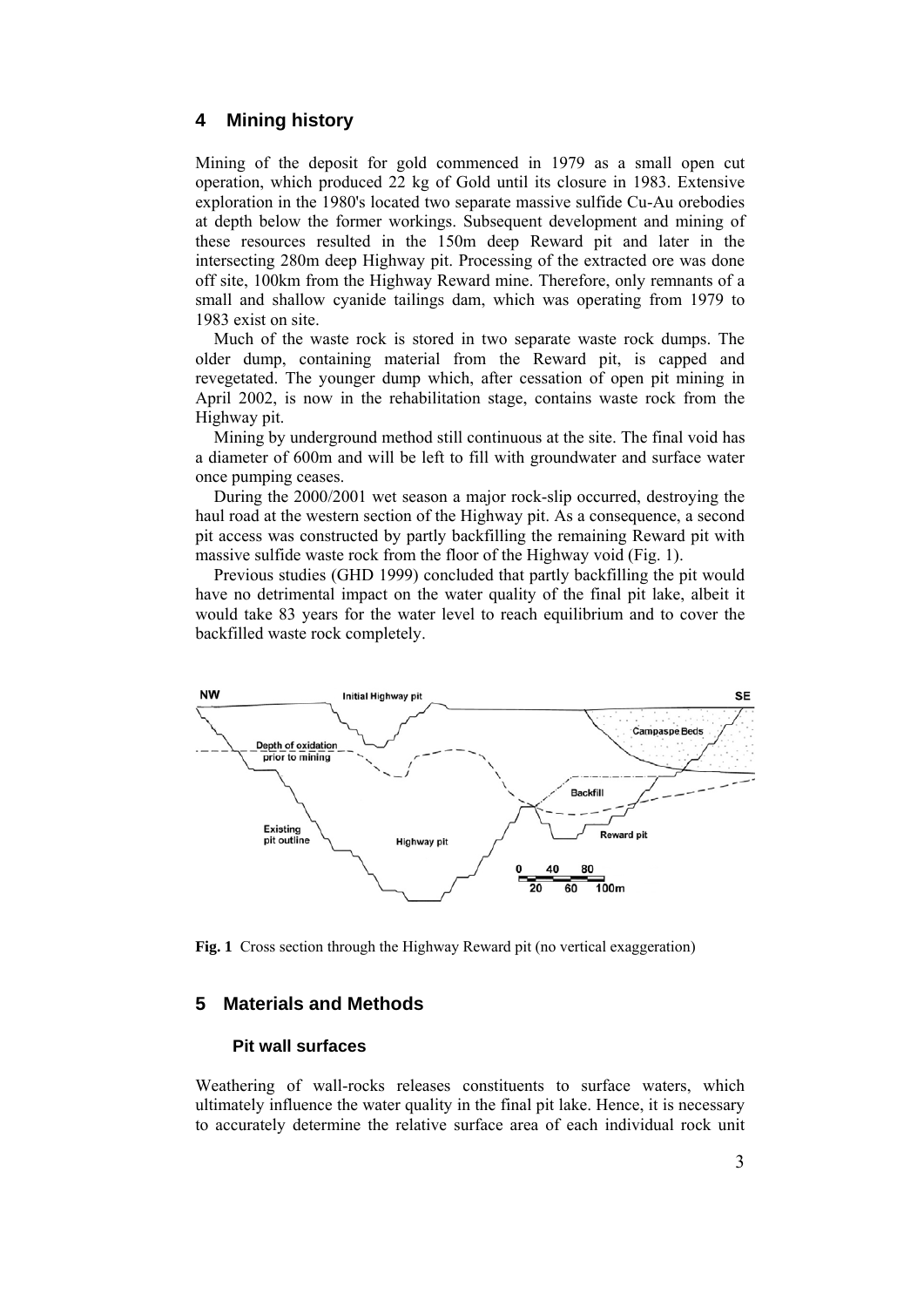## 4 Mining history

Mining of the deposit for gold commenced in 1979 as a small open cut operation, which produced 22 kg of Gold until its closure in 1983. Extensive exploration in the 1980's located two separate massive sulfide Cu-Au orebodies at depth below the former workings. Subsequent development and mining of these resources resulted in the 150m deep Reward pit and later in the intersecting 280m deep Highway pit. Processing of the extracted ore was done off site, 100km from the Highway Reward mine. Therefore, only remnants of a small and shallow cyanide tailings dam, which was operating from 1979 to 1983 exist on site.

Much of the waste rock is stored in two separate waste rock dumps. The older dump, containing material from the Reward pit, is capped and revegetated. The younger dump which, after cessation of open pit mining in April 2002, is now in the rehabilitation stage, contains waste rock from the Highway pit.

Mining by underground method still continuous at the site. The final void has a diameter of 600m and will be left to fill with groundwater and surface water once pumping ceases.

During the 2000/2001 wet season a major rock-slip occurred, destroying the haul road at the western section of the Highway pit. As a consequence, a second pit access was constructed by partly backfilling the remaining Reward pit with massive sulfide waste rock from the floor of the Highway void (Fig. 1).

Previous studies (GHD 1999) concluded that partly backfilling the pit would have no detrimental impact on the water quality of the final pit lake, albeit it would take 83 years for the water level to reach equilibrium and to cover the backfilled waste rock completely.

**Fig. 1** Cross section through the Highway Reward pit (no vertical exaggeration)

## 5 Materials and Methods

### Pit wall surfaces

Weathering of wall-rocks releases constituents to surface waters, which ultimately influence the water quality in the final pit lake. Hence, it is necessary to accurately determine the relative surface area of each individual rock unit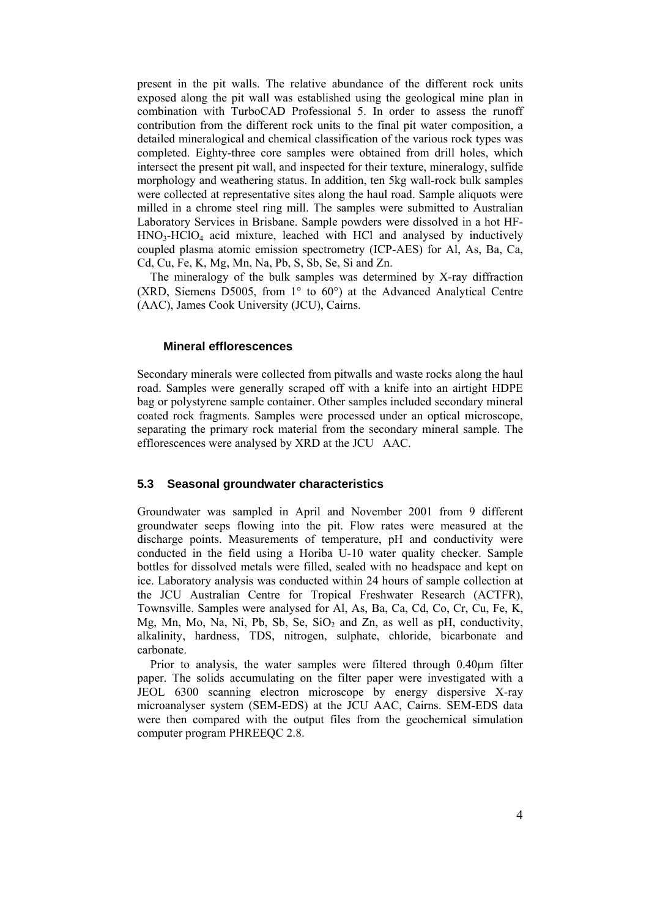present in the pit walls. The relative abundance of the different rock units exposed along the pit wall was established using the geological mine plan in combination with TurboCAD Professional 5. In order to assess the runoff contribution from the different rock units to the final pit water composition, a detailed mineralogical and chemical classification of the various rock types was completed. Eighty-three core samples were obtained from drill holes, which intersect the present pit wall, and inspected for their texture, mineralogy, sulfide morphology and weathering status. In addition, ten 5kg wall-rock bulk samples were collected at representative sites along the haul road. Sample aliquots were milled in a chrome steel ring mill. The samples were submitted to Australian Laboratory Services in Brisbane. Sample powders were dissolved in a hot HF-$HNO_3$-$HClO_4$ acid mixture, leached with HCl and analysed by inductively coupled plasma atomic emission spectrometry (ICP-AES) for Al, As, Ba, Ca, Cd, Cu, Fe, K, Mg, Mn, Na, Pb, S, Sb, Se, Si and Zn.

The mineralogy of the bulk samples was determined by X-ray diffraction (XRD, Siemens D5005, from 1° to 60°) at the Advanced Analytical Centre (AAC), James Cook University (JCU), Cairns.

### Mineral efflorescences

Secondary minerals were collected from pitwalls and waste rocks along the haul road. Samples were generally scraped off with a knife into an airtight HDPE bag or polystyrene sample container. Other samples included secondary mineral coated rock fragments. Samples were processed under an optical microscope, separating the primary rock material from the secondary mineral sample. The efflorescences were analysed by XRD at the JCU AAC.

## 5.3 Seasonal groundwater characteristics

Groundwater was sampled in April and November 2001 from 9 different groundwater seeps flowing into the pit. Flow rates were measured at the discharge points. Measurements of temperature, pH and conductivity were conducted in the field using a Horiba U-10 water quality checker. Sample bottles for dissolved metals were filled, sealed with no headspace and kept on ice. Laboratory analysis was conducted within 24 hours of sample collection at the JCU Australian Centre for Tropical Freshwater Research (ACTFR), Townsville. Samples were analysed for Al, As, Ba, Ca, Cd, Co, Cr, Cu, Fe, K, Mg, Mn, Mo, Na, Ni, Pb, Sb, Se, $SiO_2$ and Zn, as well as pH, conductivity, alkalinity, hardness, TDS, nitrogen, sulphate, chloride, bicarbonate and carbonate.

Prior to analysis, the water samples were filtered through 0.40μm filter paper. The solids accumulating on the filter paper were investigated with a JEOL 6300 scanning electron microscope by energy dispersive X-ray microanalyser system (SEM-EDS) at the JCU AAC, Cairns. SEM-EDS data were then compared with the output files from the geochemical simulation computer program PHREEQC 2.8.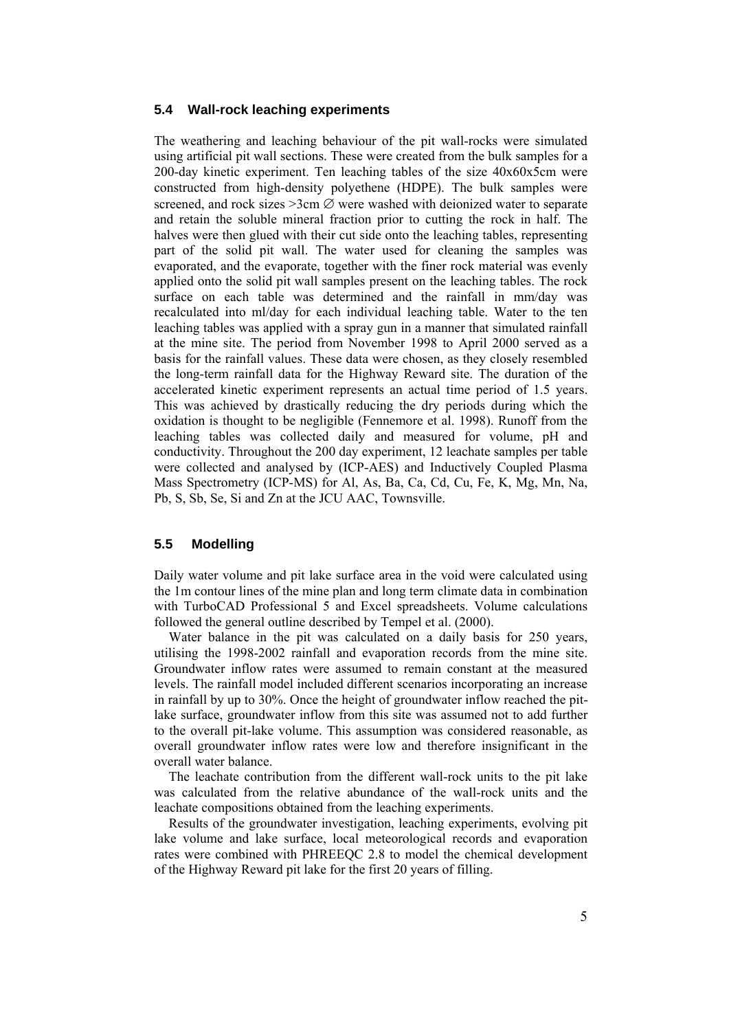## 5.4 Wall-rock leaching experiments

The weathering and leaching behaviour of the pit wall-rocks were simulated using artificial pit wall sections. These were created from the bulk samples for a 200-day kinetic experiment. Ten leaching tables of the size 40x60x5cm were constructed from high-density polyethene (HDPE). The bulk samples were screened, and rock sizes >3cm ∅ were washed with deionized water to separate and retain the soluble mineral fraction prior to cutting the rock in half. The halves were then glued with their cut side onto the leaching tables, representing part of the solid pit wall. The water used for cleaning the samples was evaporated, and the evaporate, together with the finer rock material was evenly applied onto the solid pit wall samples present on the leaching tables. The rock surface on each table was determined and the rainfall in mm/day was recalculated into ml/day for each individual leaching table. Water to the ten leaching tables was applied with a spray gun in a manner that simulated rainfall at the mine site. The period from November 1998 to April 2000 served as a basis for the rainfall values. These data were chosen, as they closely resembled the long-term rainfall data for the Highway Reward site. The duration of the accelerated kinetic experiment represents an actual time period of 1.5 years. This was achieved by drastically reducing the dry periods during which the oxidation is thought to be negligible (Fennemore et al. 1998). Runoff from the leaching tables was collected daily and measured for volume, pH and conductivity. Throughout the 200 day experiment, 12 leachate samples per table were collected and analysed by (ICP-AES) and Inductively Coupled Plasma Mass Spectrometry (ICP-MS) for Al, As, Ba, Ca, Cd, Cu, Fe, K, Mg, Mn, Na, Pb, S, Sb, Se, Si and Zn at the JCU AAC, Townsville.

## 5.5 Modelling

Daily water volume and pit lake surface area in the void were calculated using the 1m contour lines of the mine plan and long term climate data in combination with TurboCAD Professional 5 and Excel spreadsheets. Volume calculations followed the general outline described by Tempel et al. (2000).

Water balance in the pit was calculated on a daily basis for 250 years, utilising the 1998-2002 rainfall and evaporation records from the mine site. Groundwater inflow rates were assumed to remain constant at the measured levels. The rainfall model included different scenarios incorporating an increase in rainfall by up to 30%. Once the height of groundwater inflow reached the pit-lake surface, groundwater inflow from this site was assumed not to add further to the overall pit-lake volume. This assumption was considered reasonable, as overall groundwater inflow rates were low and therefore insignificant in the overall water balance.

The leachate contribution from the different wall-rock units to the pit lake was calculated from the relative abundance of the wall-rock units and the leachate compositions obtained from the leaching experiments.

Results of the groundwater investigation, leaching experiments, evolving pit lake volume and lake surface, local meteorological records and evaporation rates were combined with PHREEQC 2.8 to model the chemical development of the Highway Reward pit lake for the first 20 years of filling.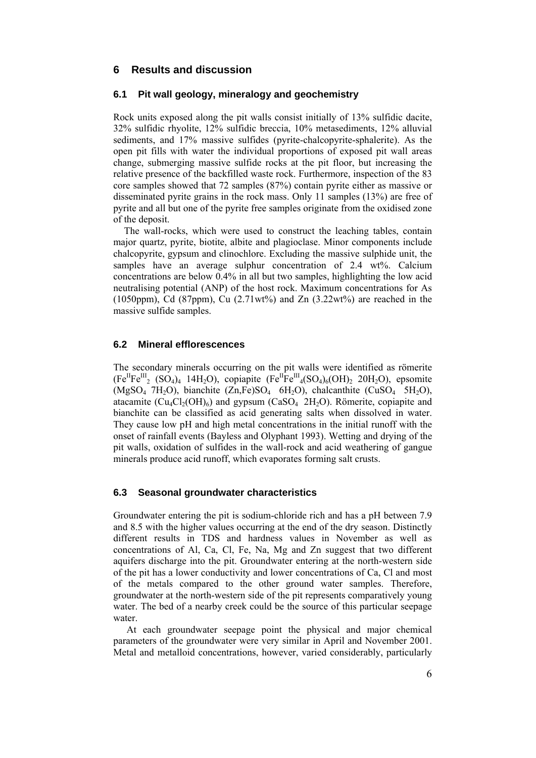## 6 Results and discussion

### 6.1 Pit wall geology, mineralogy and geochemistry

Rock units exposed along the pit walls consist initially of 13% sulfidic dacite, 32% sulfidic rhyolite, 12% sulfidic breccia, 10% metasediments, 12% alluvial sediments, and 17% massive sulfides (pyrite-chalcopyrite-sphalerite). As the open pit fills with water the individual proportions of exposed pit wall areas change, submerging massive sulfide rocks at the pit floor, but increasing the relative presence of the backfilled waste rock. Furthermore, inspection of the 83 core samples showed that 72 samples (87%) contain pyrite either as massive or disseminated pyrite grains in the rock mass. Only 11 samples (13%) are free of pyrite and all but one of the pyrite free samples originate from the oxidised zone of the deposit.

The wall-rocks, which were used to construct the leaching tables, contain major quartz, pyrite, biotite, albite and plagioclase. Minor components include chalcopyrite, gypsum and clinochlore. Excluding the massive sulphide unit, the samples have an average sulphur concentration of 2.4 wt%. Calcium concentrations are below 0.4% in all but two samples, highlighting the low acid neutralising potential (ANP) of the host rock. Maximum concentrations for As (1050ppm), Cd (87ppm), Cu (2.71wt%) and Zn (3.22wt%) are reached in the massive sulfide samples.

### 6.2 Mineral efflorescences

The secondary minerals occurring on the pit walls were identified as römerite ($Fe^{II}Fe^{III}_2(SO_4)_4\ 14H_2O$), copiapite ($Fe^{II}Fe^{III}_4(SO_4)_6(OH)_2\ 20H_2O$), epsomite ($MgSO_4\ 7H_2O$), bianchite ($(Zn,Fe)SO_4\ 6H_2O$), chalcanthite ($CuSO_4\ 5H_2O$), atacamite ($Cu_4Cl_2(OH)_6$) and gypsum ($CaSO_4\ 2H_2O$). Römerite, copiapite and bianchite can be classified as acid generating salts when dissolved in water. They cause low pH and high metal concentrations in the initial runoff with the onset of rainfall events (Bayless and Olyphant 1993). Wetting and drying of the pit walls, oxidation of sulfides in the wall-rock and acid weathering of gangue minerals produce acid runoff, which evaporates forming salt crusts.

### 6.3 Seasonal groundwater characteristics

Groundwater entering the pit is sodium-chloride rich and has a pH between 7.9 and 8.5 with the higher values occurring at the end of the dry season. Distinctly different results in TDS and hardness values in November as well as concentrations of Al, Ca, Cl, Fe, Na, Mg and Zn suggest that two different aquifers discharge into the pit. Groundwater entering at the north-western side of the pit has a lower conductivity and lower concentrations of Ca, Cl and most of the metals compared to the other ground water samples. Therefore, groundwater at the north-western side of the pit represents comparatively young water. The bed of a nearby creek could be the source of this particular seepage water.

At each groundwater seepage point the physical and major chemical parameters of the groundwater were very similar in April and November 2001. Metal and metalloid concentrations, however, varied considerably, particularly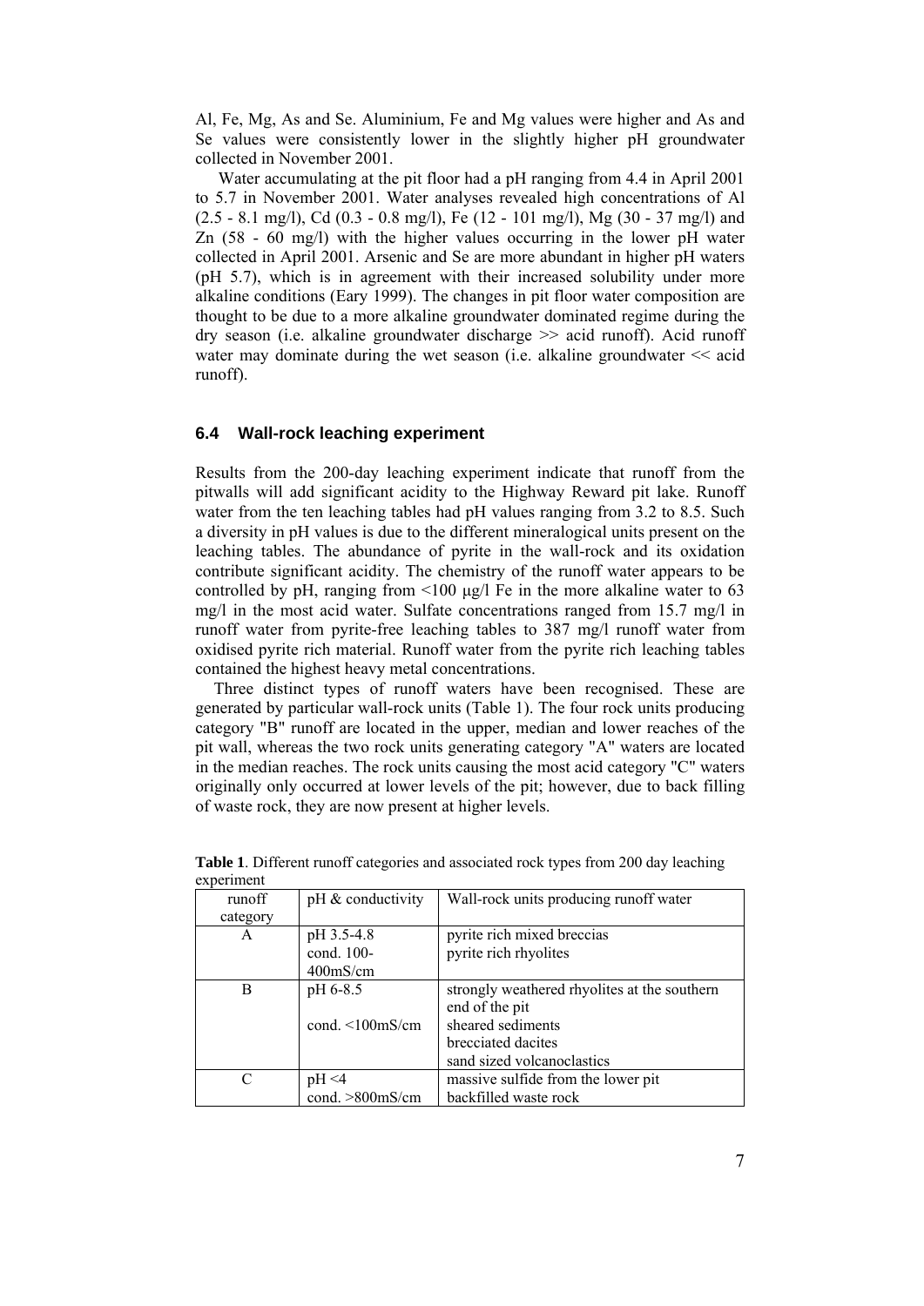Al, Fe, Mg, As and Se. Aluminium, Fe and Mg values were higher and As and Se values were consistently lower in the slightly higher pH groundwater collected in November 2001.

Water accumulating at the pit floor had a pH ranging from 4.4 in April 2001 to 5.7 in November 2001. Water analyses revealed high concentrations of Al (2.5 - 8.1 mg/l), Cd (0.3 - 0.8 mg/l), Fe (12 - 101 mg/l), Mg (30 - 37 mg/l) and Zn (58 - 60 mg/l) with the higher values occurring in the lower pH water collected in April 2001. Arsenic and Se are more abundant in higher pH waters (pH 5.7), which is in agreement with their increased solubility under more alkaline conditions (Eary 1999). The changes in pit floor water composition are thought to be due to a more alkaline groundwater dominated regime during the dry season (i.e. alkaline groundwater discharge >> acid runoff). Acid runoff water may dominate during the wet season (i.e. alkaline groundwater << acid runoff).

### 6.4 Wall-rock leaching experiment

Results from the 200-day leaching experiment indicate that runoff from the pitwalls will add significant acidity to the Highway Reward pit lake. Runoff water from the ten leaching tables had pH values ranging from 3.2 to 8.5. Such a diversity in pH values is due to the different mineralogical units present on the leaching tables. The abundance of pyrite in the wall-rock and its oxidation contribute significant acidity. The chemistry of the runoff water appears to be controlled by pH, ranging from <100 µg/l Fe in the more alkaline water to 63 mg/l in the most acid water. Sulfate concentrations ranged from 15.7 mg/l in runoff water from pyrite-free leaching tables to 387 mg/l runoff water from oxidised pyrite rich material. Runoff water from the pyrite rich leaching tables contained the highest heavy metal concentrations.

Three distinct types of runoff waters have been recognised. These are generated by particular wall-rock units (Table 1). The four rock units producing category "B" runoff are located in the upper, median and lower reaches of the pit wall, whereas the two rock units generating category "A" waters are located in the median reaches. The rock units causing the most acid category "C" waters originally only occurred at lower levels of the pit; however, due to back filling of waste rock, they are now present at higher levels.

**Table 1**. Different runoff categories and associated rock types from 200 day leaching experiment

| runoff category | pH & conductivity | Wall-rock units producing runoff water |
|---|---|---|
| A | pH 3.5-4.8<br>cond. 100-400mS/cm | pyrite rich mixed breccias<br>pyrite rich rhyolites |
| B | pH 6-8.5<br>cond. <100mS/cm | strongly weathered rhyolites at the southern end of the pit<br>sheared sediments<br>brecciated dacites<br>sand sized volcanoclastics |
| C | pH <4<br>cond. >800mS/cm | massive sulfide from the lower pit<br>backfilled waste rock |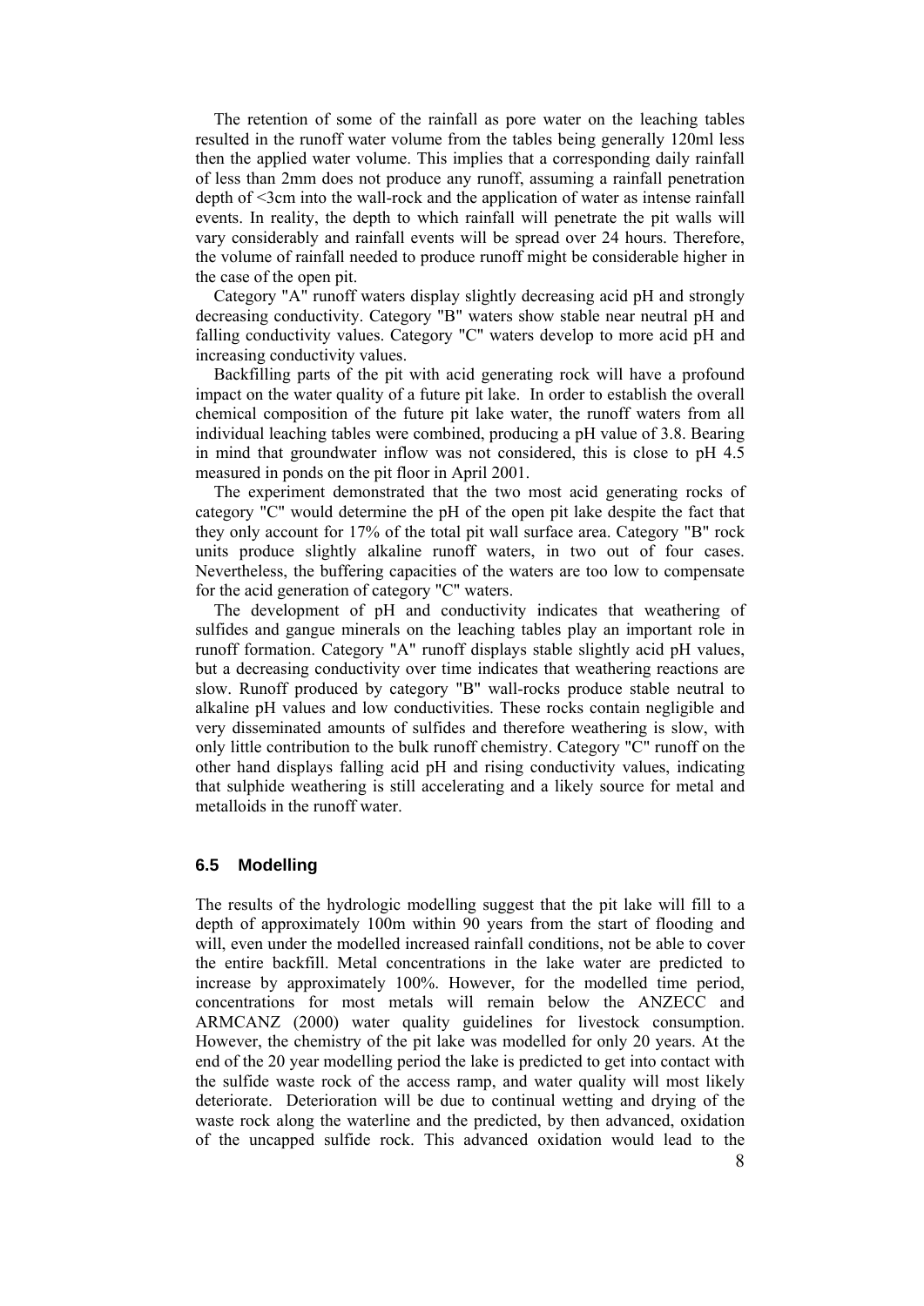The retention of some of the rainfall as pore water on the leaching tables resulted in the runoff water volume from the tables being generally 120ml less then the applied water volume. This implies that a corresponding daily rainfall of less than 2mm does not produce any runoff, assuming a rainfall penetration depth of <3cm into the wall-rock and the application of water as intense rainfall events. In reality, the depth to which rainfall will penetrate the pit walls will vary considerably and rainfall events will be spread over 24 hours. Therefore, the volume of rainfall needed to produce runoff might be considerable higher in the case of the open pit.

Category "A" runoff waters display slightly decreasing acid pH and strongly decreasing conductivity. Category "B" waters show stable near neutral pH and falling conductivity values. Category "C" waters develop to more acid pH and increasing conductivity values.

Backfilling parts of the pit with acid generating rock will have a profound impact on the water quality of a future pit lake. In order to establish the overall chemical composition of the future pit lake water, the runoff waters from all individual leaching tables were combined, producing a pH value of 3.8. Bearing in mind that groundwater inflow was not considered, this is close to pH 4.5 measured in ponds on the pit floor in April 2001.

The experiment demonstrated that the two most acid generating rocks of category "C" would determine the pH of the open pit lake despite the fact that they only account for 17% of the total pit wall surface area. Category "B" rock units produce slightly alkaline runoff waters, in two out of four cases. Nevertheless, the buffering capacities of the waters are too low to compensate for the acid generation of category "C" waters.

The development of pH and conductivity indicates that weathering of sulfides and gangue minerals on the leaching tables play an important role in runoff formation. Category "A" runoff displays stable slightly acid pH values, but a decreasing conductivity over time indicates that weathering reactions are slow. Runoff produced by category "B" wall-rocks produce stable neutral to alkaline pH values and low conductivities. These rocks contain negligible and very disseminated amounts of sulfides and therefore weathering is slow, with only little contribution to the bulk runoff chemistry. Category "C" runoff on the other hand displays falling acid pH and rising conductivity values, indicating that sulphide weathering is still accelerating and a likely source for metal and metalloids in the runoff water.

### 6.5 Modelling

The results of the hydrologic modelling suggest that the pit lake will fill to a depth of approximately 100m within 90 years from the start of flooding and will, even under the modelled increased rainfall conditions, not be able to cover the entire backfill. Metal concentrations in the lake water are predicted to increase by approximately 100%. However, for the modelled time period, concentrations for most metals will remain below the ANZECC and ARMCANZ (2000) water quality guidelines for livestock consumption. However, the chemistry of the pit lake was modelled for only 20 years. At the end of the 20 year modelling period the lake is predicted to get into contact with the sulfide waste rock of the access ramp, and water quality will most likely deteriorate. Deterioration will be due to continual wetting and drying of the waste rock along the waterline and the predicted, by then advanced, oxidation of the uncapped sulfide rock. This advanced oxidation would lead to the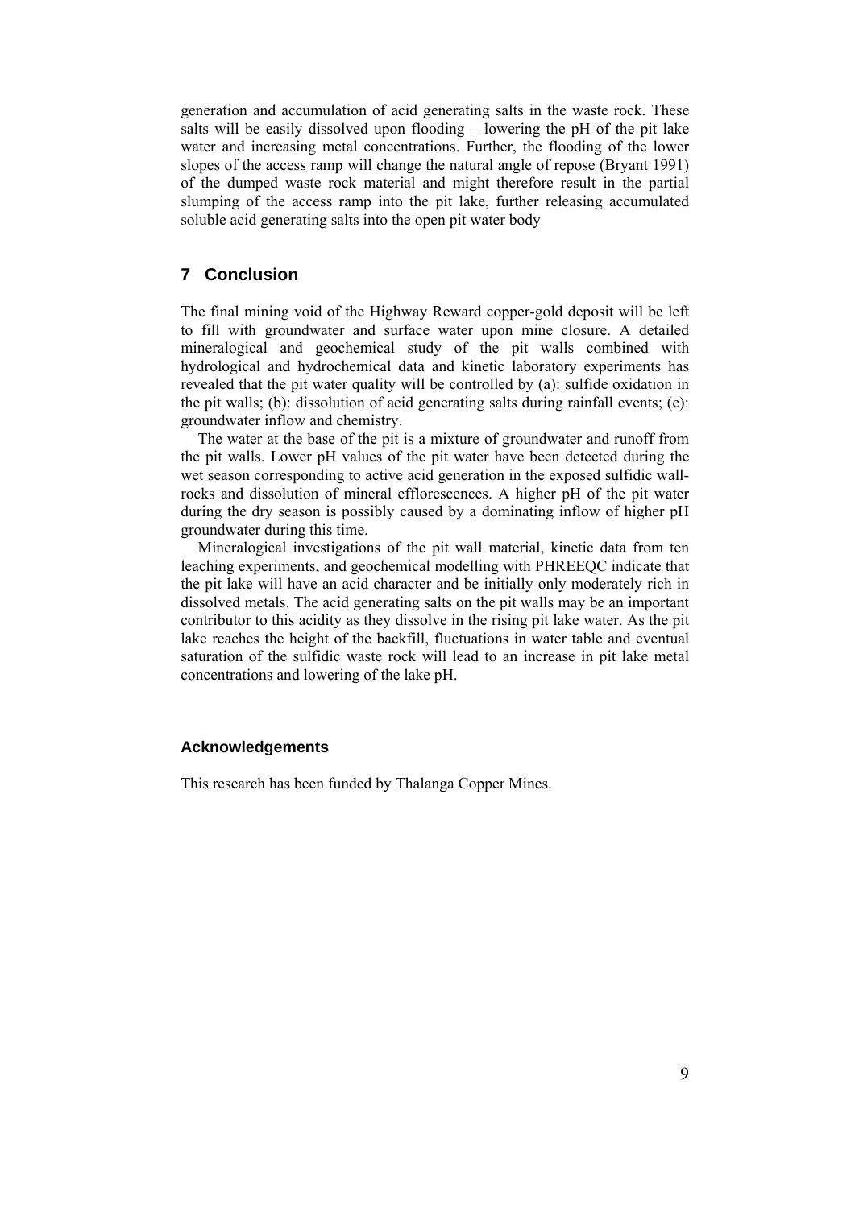generation and accumulation of acid generating salts in the waste rock. These salts will be easily dissolved upon flooding – lowering the pH of the pit lake water and increasing metal concentrations. Further, the flooding of the lower slopes of the access ramp will change the natural angle of repose (Bryant 1991) of the dumped waste rock material and might therefore result in the partial slumping of the access ramp into the pit lake, further releasing accumulated soluble acid generating salts into the open pit water body

## 7 Conclusion

The final mining void of the Highway Reward copper-gold deposit will be left to fill with groundwater and surface water upon mine closure. A detailed mineralogical and geochemical study of the pit walls combined with hydrological and hydrochemical data and kinetic laboratory experiments has revealed that the pit water quality will be controlled by (a): sulfide oxidation in the pit walls; (b): dissolution of acid generating salts during rainfall events; (c): groundwater inflow and chemistry.

The water at the base of the pit is a mixture of groundwater and runoff from the pit walls. Lower pH values of the pit water have been detected during the wet season corresponding to active acid generation in the exposed sulfidic wall-rocks and dissolution of mineral efflorescences. A higher pH of the pit water during the dry season is possibly caused by a dominating inflow of higher pH groundwater during this time.

Mineralogical investigations of the pit wall material, kinetic data from ten leaching experiments, and geochemical modelling with PHREEQC indicate that the pit lake will have an acid character and be initially only moderately rich in dissolved metals. The acid generating salts on the pit walls may be an important contributor to this acidity as they dissolve in the rising pit lake water. As the pit lake reaches the height of the backfill, fluctuations in water table and eventual saturation of the sulfidic waste rock will lead to an increase in pit lake metal concentrations and lowering of the lake pH.

### Acknowledgements

This research has been funded by Thalanga Copper Mines.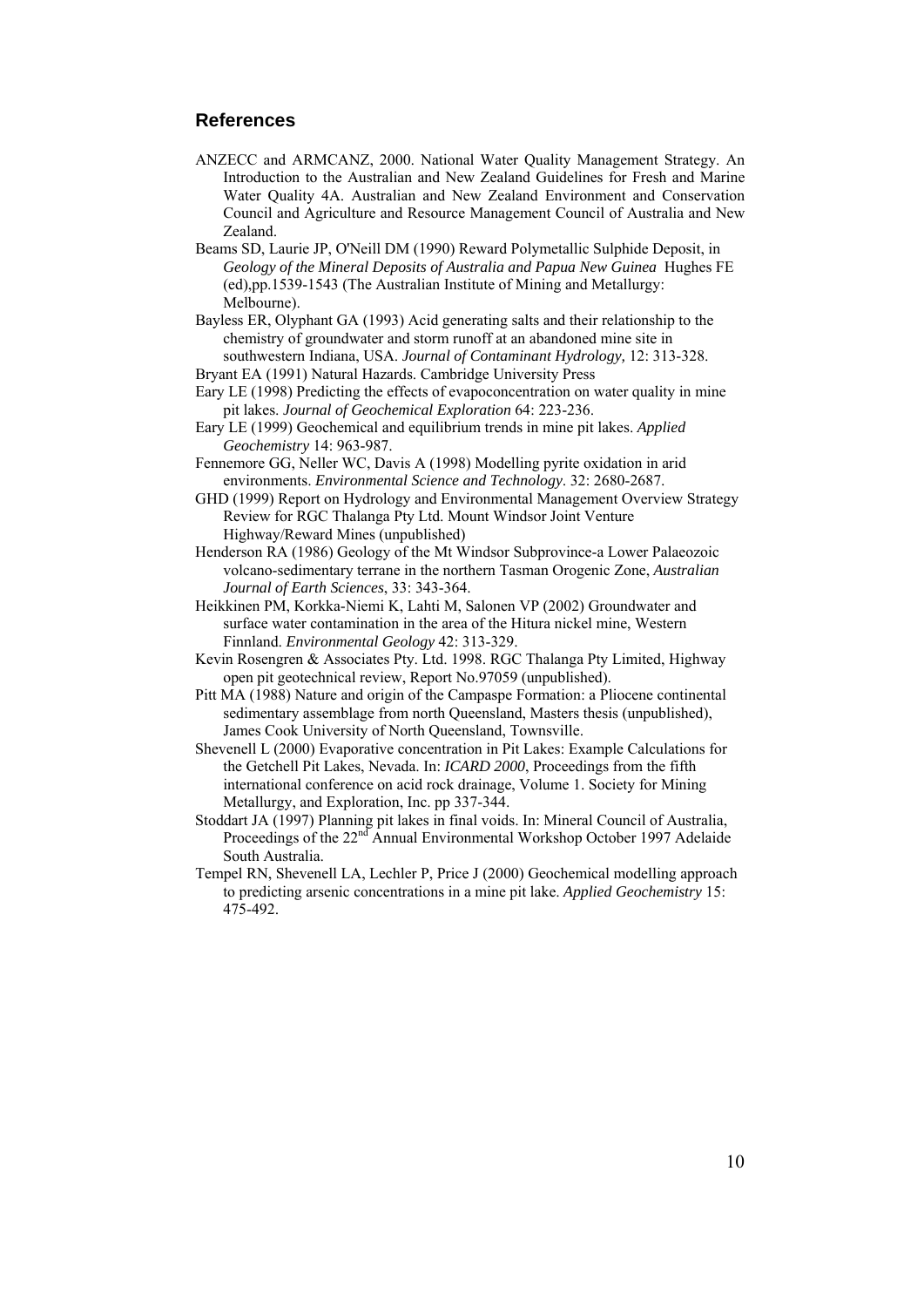## References

ANZECC and ARMCANZ, 2000. National Water Quality Management Strategy. An Introduction to the Australian and New Zealand Guidelines for Fresh and Marine Water Quality 4A. Australian and New Zealand Environment and Conservation Council and Agriculture and Resource Management Council of Australia and New Zealand.

Beams SD, Laurie JP, O'Neill DM (1990) Reward Polymetallic Sulphide Deposit, in *Geology of the Mineral Deposits of Australia and Papua New Guinea* Hughes FE (ed),pp.1539-1543 (The Australian Institute of Mining and Metallurgy: Melbourne).

Bayless ER, Olyphant GA (1993) Acid generating salts and their relationship to the chemistry of groundwater and storm runoff at an abandoned mine site in southwestern Indiana, USA. *Journal of Contaminant Hydrology,* 12: 313-328.

Bryant EA (1991) Natural Hazards. Cambridge University Press

Eary LE (1998) Predicting the effects of evapoconcentration on water quality in mine pit lakes. *Journal of Geochemical Exploration* 64: 223-236.

Eary LE (1999) Geochemical and equilibrium trends in mine pit lakes. *Applied Geochemistry* 14: 963-987.

Fennemore GG, Neller WC, Davis A (1998) Modelling pyrite oxidation in arid environments. *Environmental Science and Technology*. 32: 2680-2687.

GHD (1999) Report on Hydrology and Environmental Management Overview Strategy Review for RGC Thalanga Pty Ltd. Mount Windsor Joint Venture Highway/Reward Mines (unpublished)

Henderson RA (1986) Geology of the Mt Windsor Subprovince-a Lower Palaeozoic volcano-sedimentary terrane in the northern Tasman Orogenic Zone, *Australian Journal of Earth Sciences*, 33: 343-364.

Heikkinen PM, Korkka-Niemi K, Lahti M, Salonen VP (2002) Groundwater and surface water contamination in the area of the Hitura nickel mine, Western Finnland. *Environmental Geology* 42: 313-329.

Kevin Rosengren & Associates Pty. Ltd. 1998. RGC Thalanga Pty Limited, Highway open pit geotechnical review, Report No.97059 (unpublished).

Pitt MA (1988) Nature and origin of the Campaspe Formation: a Pliocene continental sedimentary assemblage from north Queensland, Masters thesis (unpublished), James Cook University of North Queensland, Townsville.

Shevenell L (2000) Evaporative concentration in Pit Lakes: Example Calculations for the Getchell Pit Lakes, Nevada. In: *ICARD 2000*, Proceedings from the fifth international conference on acid rock drainage, Volume 1. Society for Mining Metallurgy, and Exploration, Inc. pp 337-344.

Stoddart JA (1997) Planning pit lakes in final voids. In: Mineral Council of Australia, Proceedings of the 22nd Annual Environmental Workshop October 1997 Adelaide South Australia.

Tempel RN, Shevenell LA, Lechler P, Price J (2000) Geochemical modelling approach to predicting arsenic concentrations in a mine pit lake. *Applied Geochemistry* 15: 475-492.